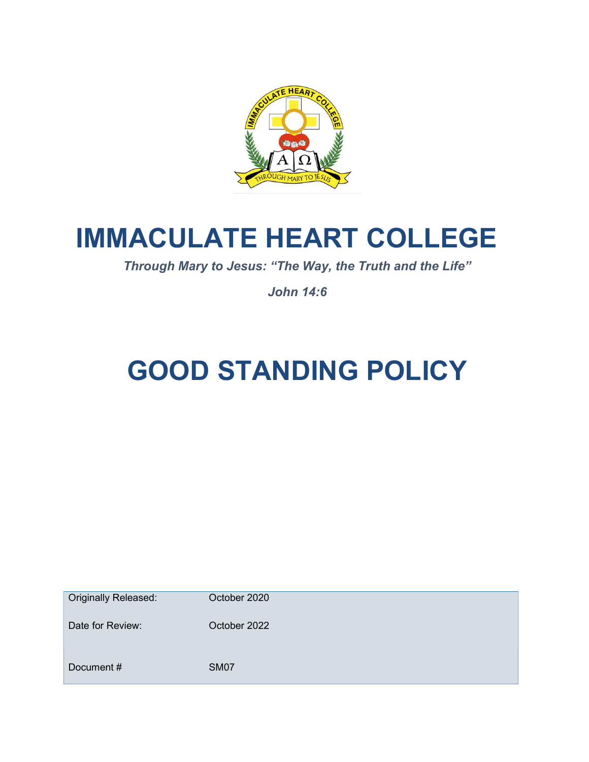# IMMACULATE HEART COLLEGE

*Through Mary to Jesus: "The Way, the Truth and the Life"*

*John 14:6*

# GOOD STANDING POLICY

| | |
|---|---|
| Originally Released: | October 2020 |
| Date for Review: | October 2022 |
| Document # | SM07 |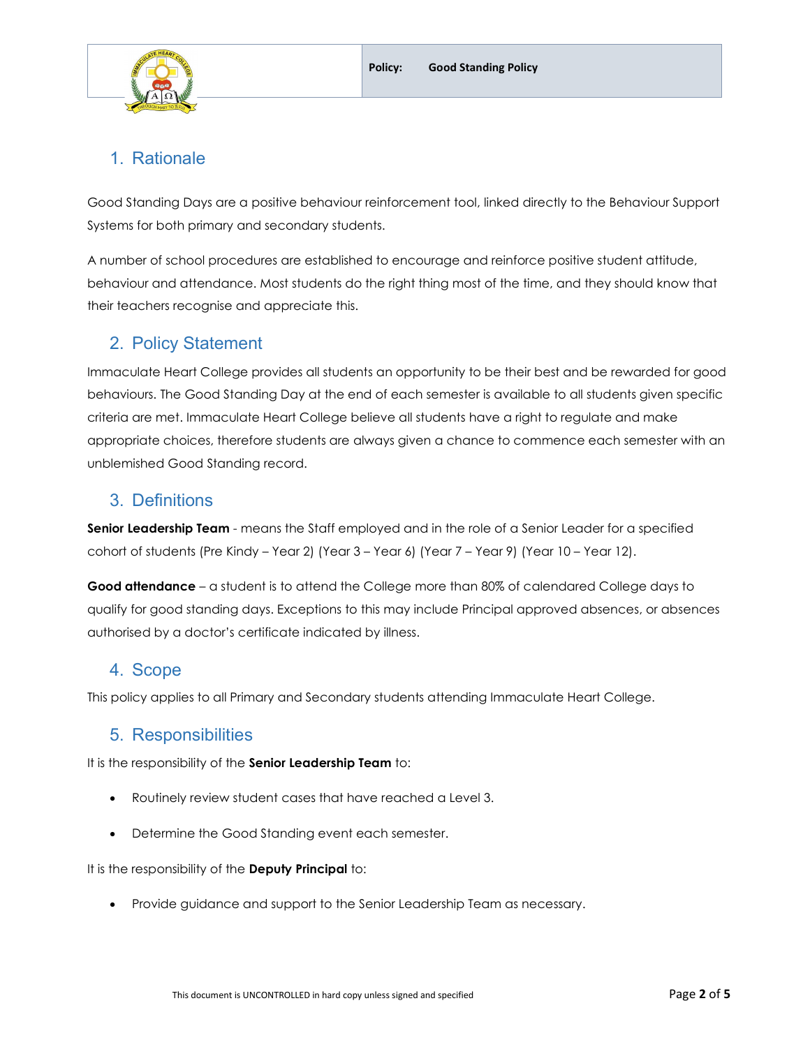## 1. Rationale

Good Standing Days are a positive behaviour reinforcement tool, linked directly to the Behaviour Support Systems for both primary and secondary students.

A number of school procedures are established to encourage and reinforce positive student attitude, behaviour and attendance. Most students do the right thing most of the time, and they should know that their teachers recognise and appreciate this.

## 2. Policy Statement

Immaculate Heart College provides all students an opportunity to be their best and be rewarded for good behaviours. The Good Standing Day at the end of each semester is available to all students given specific criteria are met. Immaculate Heart College believe all students have a right to regulate and make appropriate choices, therefore students are always given a chance to commence each semester with an unblemished Good Standing record.

## 3. Definitions

**Senior Leadership Team** - means the Staff employed and in the role of a Senior Leader for a specified cohort of students (Pre Kindy – Year 2) (Year 3 – Year 6) (Year 7 – Year 9) (Year 10 – Year 12).

**Good attendance** – a student is to attend the College more than 80% of calendared College days to qualify for good standing days. Exceptions to this may include Principal approved absences, or absences authorised by a doctor's certificate indicated by illness.

## 4. Scope

This policy applies to all Primary and Secondary students attending Immaculate Heart College.

## 5. Responsibilities

It is the responsibility of the **Senior Leadership Team** to:

- Routinely review student cases that have reached a Level 3.
- Determine the Good Standing event each semester.

It is the responsibility of the **Deputy Principal** to:

- Provide guidance and support to the Senior Leadership Team as necessary.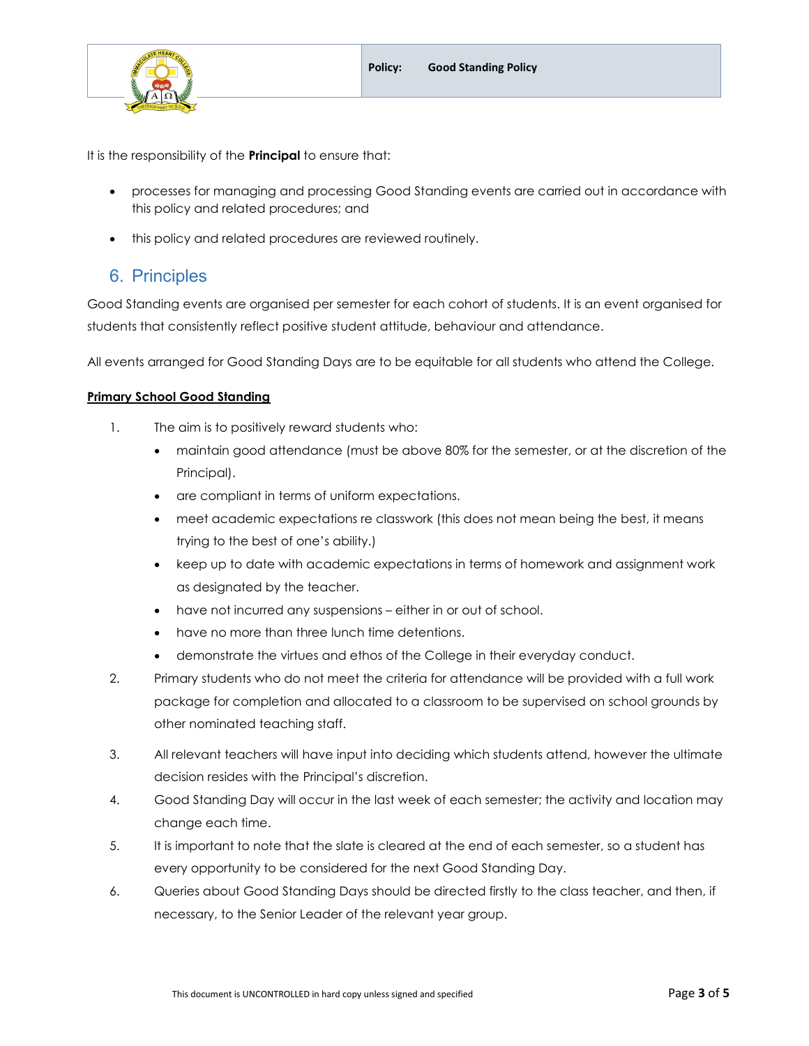It is the responsibility of the **Principal** to ensure that:

- processes for managing and processing Good Standing events are carried out in accordance with this policy and related procedures; and
- this policy and related procedures are reviewed routinely.

## 6. Principles

Good Standing events are organised per semester for each cohort of students. It is an event organised for students that consistently reflect positive student attitude, behaviour and attendance.

All events arranged for Good Standing Days are to be equitable for all students who attend the College.

**Primary School Good Standing**

1. The aim is to positively reward students who:
   - maintain good attendance (must be above 80% for the semester, or at the discretion of the Principal).
   - are compliant in terms of uniform expectations.
   - meet academic expectations re classwork (this does not mean being the best, it means trying to the best of one's ability.)
   - keep up to date with academic expectations in terms of homework and assignment work as designated by the teacher.
   - have not incurred any suspensions – either in or out of school.
   - have no more than three lunch time detentions.
   - demonstrate the virtues and ethos of the College in their everyday conduct.
2. Primary students who do not meet the criteria for attendance will be provided with a full work package for completion and allocated to a classroom to be supervised on school grounds by other nominated teaching staff.
3. All relevant teachers will have input into deciding which students attend, however the ultimate decision resides with the Principal's discretion.
4. Good Standing Day will occur in the last week of each semester; the activity and location may change each time.
5. It is important to note that the slate is cleared at the end of each semester, so a student has every opportunity to be considered for the next Good Standing Day.
6. Queries about Good Standing Days should be directed firstly to the class teacher, and then, if necessary, to the Senior Leader of the relevant year group.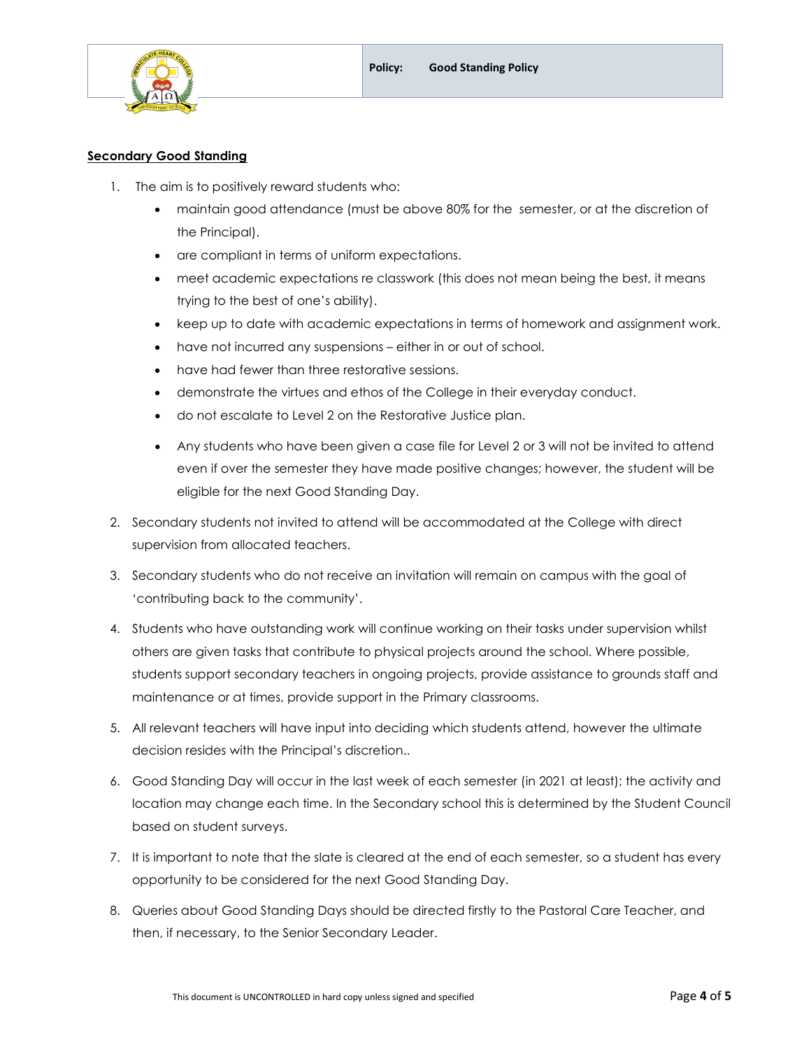**Secondary Good Standing**

1. The aim is to positively reward students who:
   - maintain good attendance (must be above 80% for the semester, or at the discretion of the Principal).
   - are compliant in terms of uniform expectations.
   - meet academic expectations re classwork (this does not mean being the best, it means trying to the best of one's ability).
   - keep up to date with academic expectations in terms of homework and assignment work.
   - have not incurred any suspensions – either in or out of school.
   - have had fewer than three restorative sessions.
   - demonstrate the virtues and ethos of the College in their everyday conduct.
   - do not escalate to Level 2 on the Restorative Justice plan.
   - Any students who have been given a case file for Level 2 or 3 will not be invited to attend even if over the semester they have made positive changes; however, the student will be eligible for the next Good Standing Day.
2. Secondary students not invited to attend will be accommodated at the College with direct supervision from allocated teachers.
3. Secondary students who do not receive an invitation will remain on campus with the goal of 'contributing back to the community'.
4. Students who have outstanding work will continue working on their tasks under supervision whilst others are given tasks that contribute to physical projects around the school. Where possible, students support secondary teachers in ongoing projects, provide assistance to grounds staff and maintenance or at times, provide support in the Primary classrooms.
5. All relevant teachers will have input into deciding which students attend, however the ultimate decision resides with the Principal's discretion..
6. Good Standing Day will occur in the last week of each semester (in 2021 at least); the activity and location may change each time. In the Secondary school this is determined by the Student Council based on student surveys.
7. It is important to note that the slate is cleared at the end of each semester, so a student has every opportunity to be considered for the next Good Standing Day.
8. Queries about Good Standing Days should be directed firstly to the Pastoral Care Teacher, and then, if necessary, to the Senior Secondary Leader.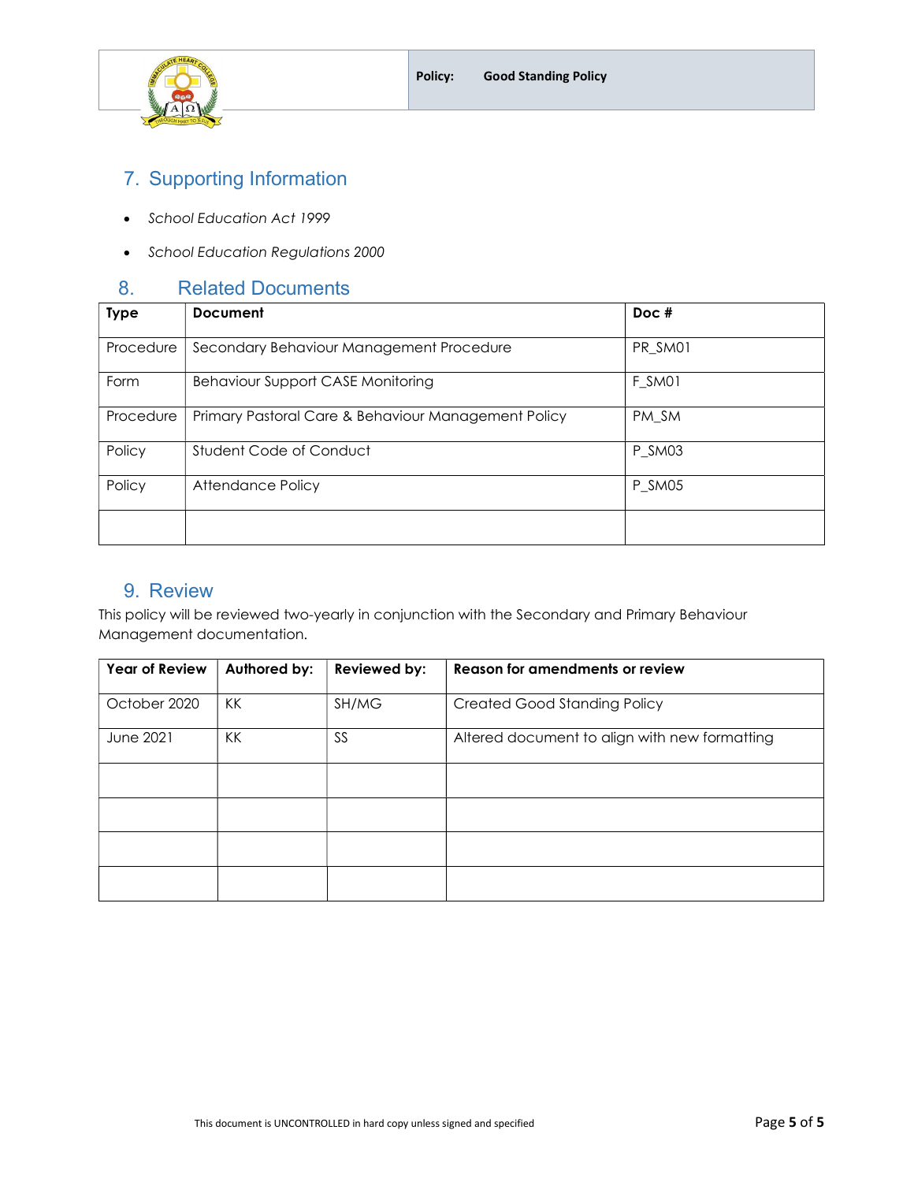## 7. Supporting Information

- *School Education Act 1999*
- *School Education Regulations 2000*

## 8. Related Documents

| Type | Document | Doc # |
| --- | --- | --- |
| Procedure | Secondary Behaviour Management Procedure | PR_SM01 |
| Form | Behaviour Support CASE Monitoring | F_SM01 |
| Procedure | Primary Pastoral Care & Behaviour Management Policy | PM_SM |
| Policy | Student Code of Conduct | P_SM03 |
| Policy | Attendance Policy | P_SM05 |
| | | |

## 9. Review

This policy will be reviewed two-yearly in conjunction with the Secondary and Primary Behaviour Management documentation.

| Year of Review | Authored by: | Reviewed by: | Reason for amendments or review |
| --- | --- | --- | --- |
| October 2020 | KK | SH/MG | Created Good Standing Policy |
| June 2021 | KK | SS | Altered document to align with new formatting |
| | | | |
| | | | |
| | | | |
| | | | |

This document is UNCONTROLLED in hard copy unless signed and specified